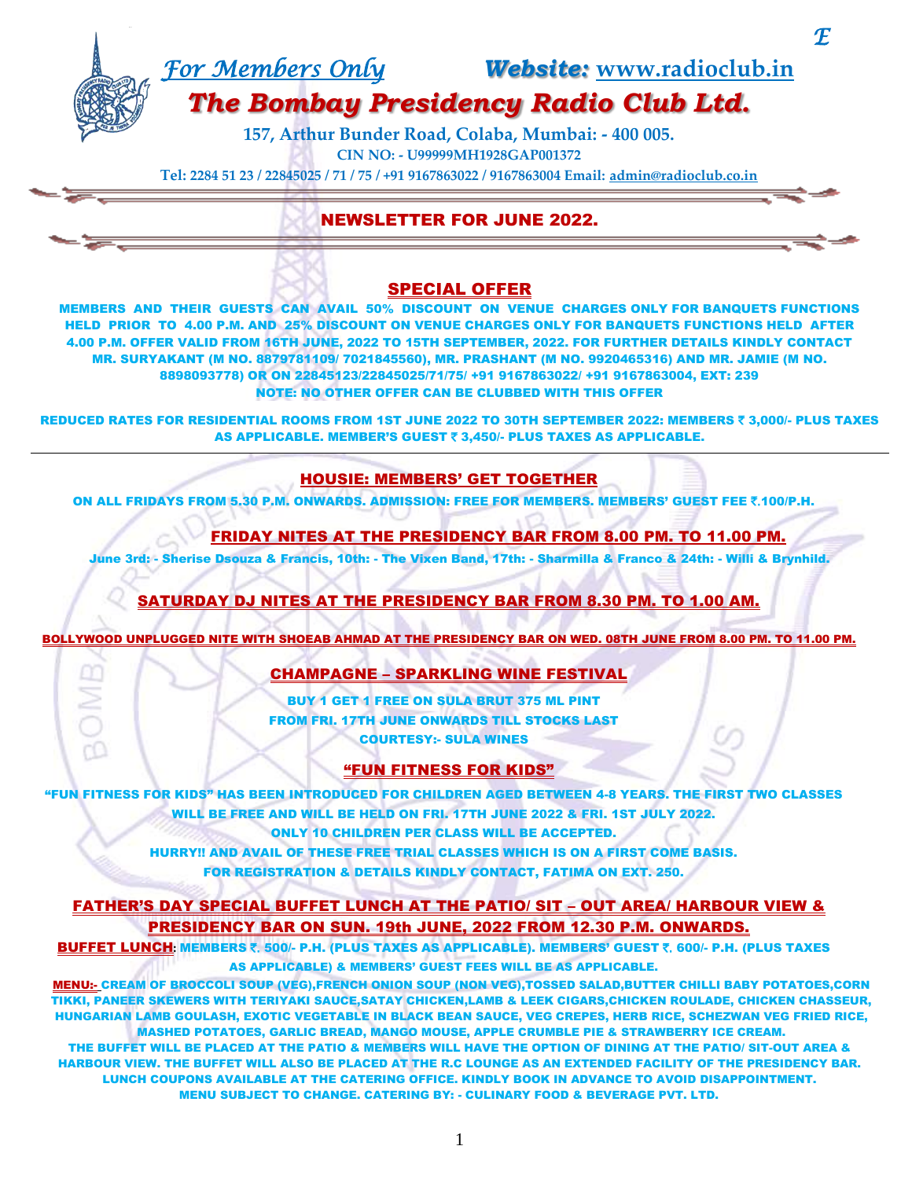*For Members Only* ***Website:*** **www.radioclub.in**

# *The Bombay Presidency Radio Club Ltd.*

**157, Arthur Bunder Road, Colaba, Mumbai: - 400 005.**

**CIN NO: - U99999MH1928GAP001372**

**Tel: 2284 51 23 / 22845025 / 71 / 75 / +91 9167863022 / 9167863004 Email: admin@radioclub.co.in**

## NEWSLETTER FOR JUNE 2022.

### SPECIAL OFFER

MEMBERS AND THEIR GUESTS CAN AVAIL 50% DISCOUNT ON VENUE CHARGES ONLY FOR BANQUETS FUNCTIONS HELD PRIOR TO 4.00 P.M. AND 25% DISCOUNT ON VENUE CHARGES ONLY FOR BANQUETS FUNCTIONS HELD AFTER 4.00 P.M. OFFER VALID FROM 16TH JUNE, 2022 TO 15TH SEPTEMBER, 2022. FOR FURTHER DETAILS KINDLY CONTACT MR. SURYAKANT (M NO. 8879781109/ 7021845560), MR. PRASHANT (M NO. 9920465316) AND MR. JAMIE (M NO. 8898093778) OR ON 22845123/22845025/71/75/ +91 9167863022/ +91 9167863004, EXT: 239

NOTE: NO OTHER OFFER CAN BE CLUBBED WITH THIS OFFER

REDUCED RATES FOR RESIDENTIAL ROOMS FROM 1ST JUNE 2022 TO 30TH SEPTEMBER 2022: MEMBERS ₹ 3,000/- PLUS TAXES AS APPLICABLE. MEMBER'S GUEST ₹ 3,450/- PLUS TAXES AS APPLICABLE.

---

### HOUSIE: MEMBERS' GET TOGETHER

ON ALL FRIDAYS FROM 5.30 P.M. ONWARDS. ADMISSION: FREE FOR MEMBERS. MEMBERS' GUEST FEE ₹.100/P.H.

### FRIDAY NITES AT THE PRESIDENCY BAR FROM 8.00 PM. TO 11.00 PM.

June 3rd: - Sherise Dsouza & Francis, 10th: - The Vixen Band, 17th: - Sharmilla & Franco & 24th: - Willi & Brynhild.

### SATURDAY DJ NITES AT THE PRESIDENCY BAR FROM 8.30 PM. TO 1.00 AM.

### BOLLYWOOD UNPLUGGED NITE WITH SHOEAB AHMAD AT THE PRESIDENCY BAR ON WED. 08TH JUNE FROM 8.00 PM. TO 11.00 PM.

### CHAMPAGNE – SPARKLING WINE FESTIVAL

BUY 1 GET 1 FREE ON SULA BRUT 375 ML PINT

FROM FRI. 17TH JUNE ONWARDS TILL STOCKS LAST

COURTESY:- SULA WINES

### "FUN FITNESS FOR KIDS"

"FUN FITNESS FOR KIDS" HAS BEEN INTRODUCED FOR CHILDREN AGED BETWEEN 4-8 YEARS. THE FIRST TWO CLASSES WILL BE FREE AND WILL BE HELD ON FRI. 17TH JUNE 2022 & FRI. 1ST JULY 2022.

ONLY 10 CHILDREN PER CLASS WILL BE ACCEPTED.

HURRY!! AND AVAIL OF THESE FREE TRIAL CLASSES WHICH IS ON A FIRST COME BASIS.

FOR REGISTRATION & DETAILS KINDLY CONTACT, FATIMA ON EXT. 250.

### FATHER'S DAY SPECIAL BUFFET LUNCH AT THE PATIO/ SIT – OUT AREA/ HARBOUR VIEW & PRESIDENCY BAR ON SUN. 19th JUNE, 2022 FROM 12.30 P.M. ONWARDS.

**BUFFET LUNCH**: MEMBERS ₹. 500/- P.H. (PLUS TAXES AS APPLICABLE). MEMBERS' GUEST ₹. 600/- P.H. (PLUS TAXES AS APPLICABLE) & MEMBERS' GUEST FEES WILL BE AS APPLICABLE.

**MENU:-** CREAM OF BROCCOLI SOUP (VEG),FRENCH ONION SOUP (NON VEG),TOSSED SALAD,BUTTER CHILLI BABY POTATOES,CORN TIKKI, PANEER SKEWERS WITH TERIYAKI SAUCE,SATAY CHICKEN,LAMB & LEEK CIGARS,CHICKEN ROULADE, CHICKEN CHASSEUR, HUNGARIAN LAMB GOULASH, EXOTIC VEGETABLE IN BLACK BEAN SAUCE, VEG CREPES, HERB RICE, SCHEZWAN VEG FRIED RICE, MASHED POTATOES, GARLIC BREAD, MANGO MOUSE, APPLE CRUMBLE PIE & STRAWBERRY ICE CREAM.

THE BUFFET WILL BE PLACED AT THE PATIO & MEMBERS WILL HAVE THE OPTION OF DINING AT THE PATIO/ SIT-OUT AREA & HARBOUR VIEW. THE BUFFET WILL ALSO BE PLACED AT THE R.C LOUNGE AS AN EXTENDED FACILITY OF THE PRESIDENCY BAR. LUNCH COUPONS AVAILABLE AT THE CATERING OFFICE. KINDLY BOOK IN ADVANCE TO AVOID DISAPPOINTMENT. MENU SUBJECT TO CHANGE. CATERING BY: - CULINARY FOOD & BEVERAGE PVT. LTD.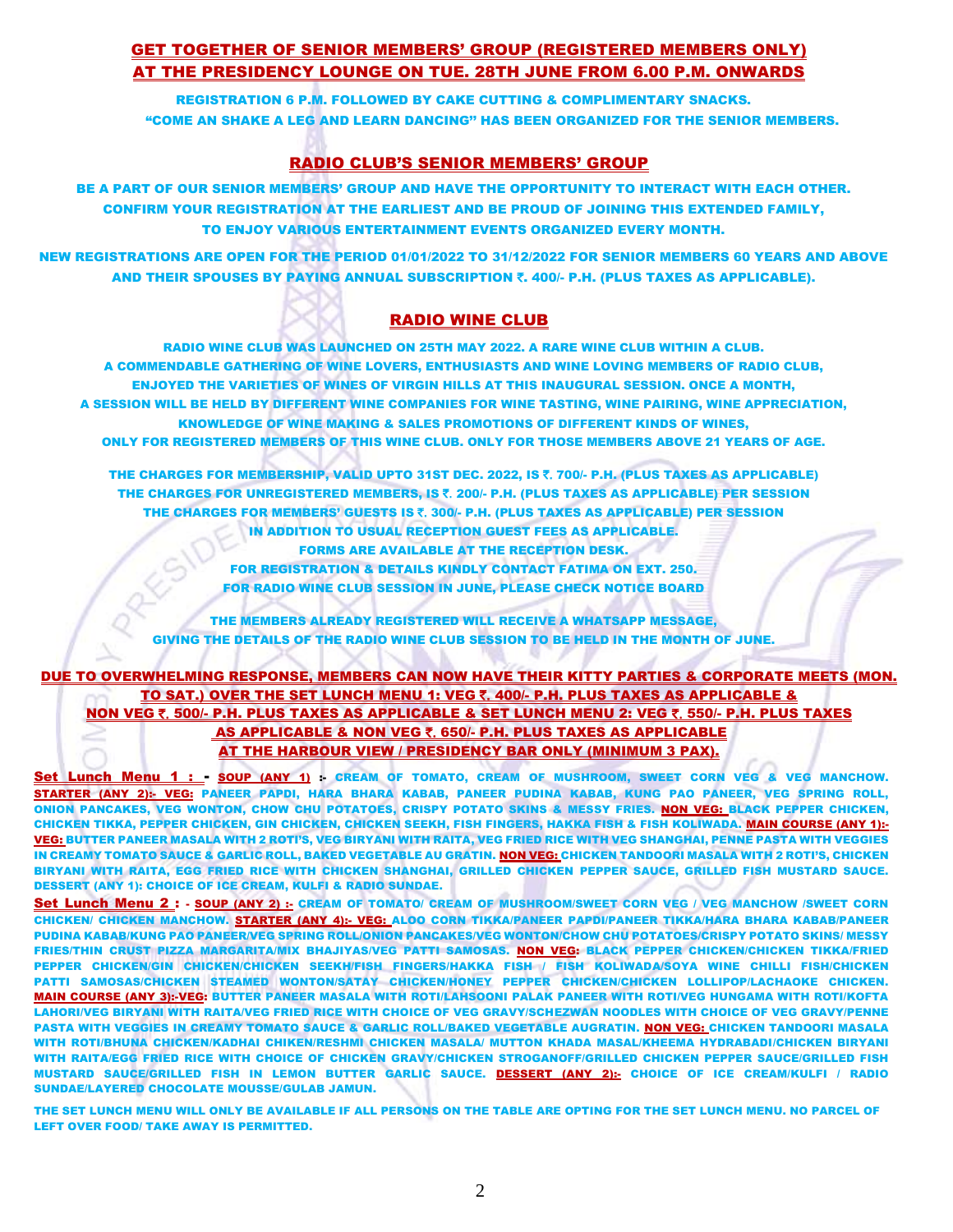## GET TOGETHER OF SENIOR MEMBERS' GROUP (REGISTERED MEMBERS ONLY) AT THE PRESIDENCY LOUNGE ON TUE. 28TH JUNE FROM 6.00 P.M. ONWARDS

REGISTRATION 6 P.M. FOLLOWED BY CAKE CUTTING & COMPLIMENTARY SNACKS.
"COME AN SHAKE A LEG AND LEARN DANCING" HAS BEEN ORGANIZED FOR THE SENIOR MEMBERS.

## RADIO CLUB'S SENIOR MEMBERS' GROUP

BE A PART OF OUR SENIOR MEMBERS' GROUP AND HAVE THE OPPORTUNITY TO INTERACT WITH EACH OTHER. CONFIRM YOUR REGISTRATION AT THE EARLIEST AND BE PROUD OF JOINING THIS EXTENDED FAMILY, TO ENJOY VARIOUS ENTERTAINMENT EVENTS ORGANIZED EVERY MONTH.

NEW REGISTRATIONS ARE OPEN FOR THE PERIOD 01/01/2022 TO 31/12/2022 FOR SENIOR MEMBERS 60 YEARS AND ABOVE AND THEIR SPOUSES BY PAYING ANNUAL SUBSCRIPTION ₹. 400/- P.H. (PLUS TAXES AS APPLICABLE).

## RADIO WINE CLUB

RADIO WINE CLUB WAS LAUNCHED ON 25TH MAY 2022. A RARE WINE CLUB WITHIN A CLUB. A COMMENDABLE GATHERING OF WINE LOVERS, ENTHUSIASTS AND WINE LOVING MEMBERS OF RADIO CLUB, ENJOYED THE VARIETIES OF WINES OF VIRGIN HILLS AT THIS INAUGURAL SESSION. ONCE A MONTH, A SESSION WILL BE HELD BY DIFFERENT WINE COMPANIES FOR WINE TASTING, WINE PAIRING, WINE APPRECIATION, KNOWLEDGE OF WINE MAKING & SALES PROMOTIONS OF DIFFERENT KINDS OF WINES, ONLY FOR REGISTERED MEMBERS OF THIS WINE CLUB. ONLY FOR THOSE MEMBERS ABOVE 21 YEARS OF AGE.

THE CHARGES FOR MEMBERSHIP, VALID UPTO 31ST DEC. 2022, IS ₹. 700/- P.H. (PLUS TAXES AS APPLICABLE)
THE CHARGES FOR UNREGISTERED MEMBERS, IS ₹. 200/- P.H. (PLUS TAXES AS APPLICABLE) PER SESSION
THE CHARGES FOR MEMBERS' GUESTS IS ₹. 300/- P.H. (PLUS TAXES AS APPLICABLE) PER SESSION
IN ADDITION TO USUAL RECEPTION GUEST FEES AS APPLICABLE.
FORMS ARE AVAILABLE AT THE RECEPTION DESK.
FOR REGISTRATION & DETAILS KINDLY CONTACT FATIMA ON EXT. 250.
FOR RADIO WINE CLUB SESSION IN JUNE, PLEASE CHECK NOTICE BOARD

THE MEMBERS ALREADY REGISTERED WILL RECEIVE A WHATSAPP MESSAGE, GIVING THE DETAILS OF THE RADIO WINE CLUB SESSION TO BE HELD IN THE MONTH OF JUNE.

## DUE TO OVERWHELMING RESPONSE, MEMBERS CAN NOW HAVE THEIR KITTY PARTIES & CORPORATE MEETS (MON. TO SAT.) OVER THE SET LUNCH MENU 1: VEG ₹. 400/- P.H. PLUS TAXES AS APPLICABLE & NON VEG ₹. 500/- P.H. PLUS TAXES AS APPLICABLE & SET LUNCH MENU 2: VEG ₹. 550/- P.H. PLUS TAXES AS APPLICABLE & NON VEG ₹. 650/- P.H. PLUS TAXES AS APPLICABLE AT THE HARBOUR VIEW / PRESIDENCY BAR ONLY (MINIMUM 3 PAX).

**Set Lunch Menu 1 : -** **SOUP (ANY 1) :-** CREAM OF TOMATO, CREAM OF MUSHROOM, SWEET CORN VEG & VEG MANCHOW. **STARTER (ANY 2):- VEG:** PANEER PAPDI, HARA BHARA KABAB, PANEER PUDINA KABAB, KUNG PAO PANEER, VEG SPRING ROLL, ONION PANCAKES, VEG WONTON, CHOW CHU POTATOES, CRISPY POTATO SKINS & MESSY FRIES. **NON VEG:** BLACK PEPPER CHICKEN, CHICKEN TIKKA, PEPPER CHICKEN, GIN CHICKEN, CHICKEN SEEKH, FISH FINGERS, HAKKA FISH & FISH KOLIWADA. **MAIN COURSE (ANY 1):- VEG:** BUTTER PANEER MASALA WITH 2 ROTI'S, VEG BIRYANI WITH RAITA, VEG FRIED RICE WITH VEG SHANGHAI, PENNE PASTA WITH VEGGIES IN CREAMY TOMATO SAUCE & GARLIC ROLL, BAKED VEGETABLE AU GRATIN. **NON VEG:** CHICKEN TANDOORI MASALA WITH 2 ROTI'S, CHICKEN BIRYANI WITH RAITA, EGG FRIED RICE WITH CHICKEN SHANGHAI, GRILLED CHICKEN PEPPER SAUCE, GRILLED FISH MUSTARD SAUCE. DESSERT (ANY 1): CHOICE OF ICE CREAM, KULFI & RADIO SUNDAE.

**Set Lunch Menu 2 :** - **SOUP (ANY 2) :-** CREAM OF TOMATO/ CREAM OF MUSHROOM/SWEET CORN VEG / VEG MANCHOW /SWEET CORN CHICKEN/ CHICKEN MANCHOW. **STARTER (ANY 4):- VEG:** ALOO CORN TIKKA/PANEER PAPDI/PANEER TIKKA/HARA BHARA KABAB/PANEER PUDINA KABAB/KUNG PAO PANEER/VEG SPRING ROLL/ONION PANCAKES/VEG WONTON/CHOW CHU POTATOES/CRISPY POTATO SKINS/ MESSY FRIES/THIN CRUST PIZZA MARGARITA/MIX BHAJIYAS/VEG PATTI SAMOSAS. **NON VEG:** BLACK PEPPER CHICKEN/CHICKEN TIKKA/FRIED PEPPER CHICKEN/GIN CHICKEN/CHICKEN SEEKH/FISH FINGERS/HAKKA FISH / FISH KOLIWADA/SOYA WINE CHILLI FISH/CHICKEN PATTI SAMOSAS/CHICKEN STEAMED WONTON/SATAY CHICKEN/HONEY PEPPER CHICKEN/CHICKEN LOLLIPOP/LACHAOKE CHICKEN. **MAIN COURSE (ANY 3):-VEG:** BUTTER PANEER MASALA WITH ROTI/LAHSOONI PALAK PANEER WITH ROTI/VEG HUNGAMA WITH ROTI/KOFTA LAHORI/VEG BIRYANI WITH RAITA/VEG FRIED RICE WITH CHOICE OF VEG GRAVY/SCHEZWAN NOODLES WITH CHOICE OF VEG GRAVY/PENNE PASTA WITH VEGGIES IN CREAMY TOMATO SAUCE & GARLIC ROLL/BAKED VEGETABLE AUGRATIN. **NON VEG:** CHICKEN TANDOORI MASALA WITH ROTI/BHUNA CHICKEN/KADHAI CHIKEN/RESHMI CHICKEN MASALA/ MUTTON KHADA MASAL/KHEEMA HYDRABADI/CHICKEN BIRYANI WITH RAITA/EGG FRIED RICE WITH CHOICE OF CHICKEN GRAVY/CHICKEN STROGANOFF/GRILLED CHICKEN PEPPER SAUCE/GRILLED FISH MUSTARD SAUCE/GRILLED FISH IN LEMON BUTTER GARLIC SAUCE. **DESSERT (ANY 2):-** CHOICE OF ICE CREAM/KULFI / RADIO SUNDAE/LAYERED CHOCOLATE MOUSSE/GULAB JAMUN.

THE SET LUNCH MENU WILL ONLY BE AVAILABLE IF ALL PERSONS ON THE TABLE ARE OPTING FOR THE SET LUNCH MENU. NO PARCEL OF LEFT OVER FOOD/ TAKE AWAY IS PERMITTED.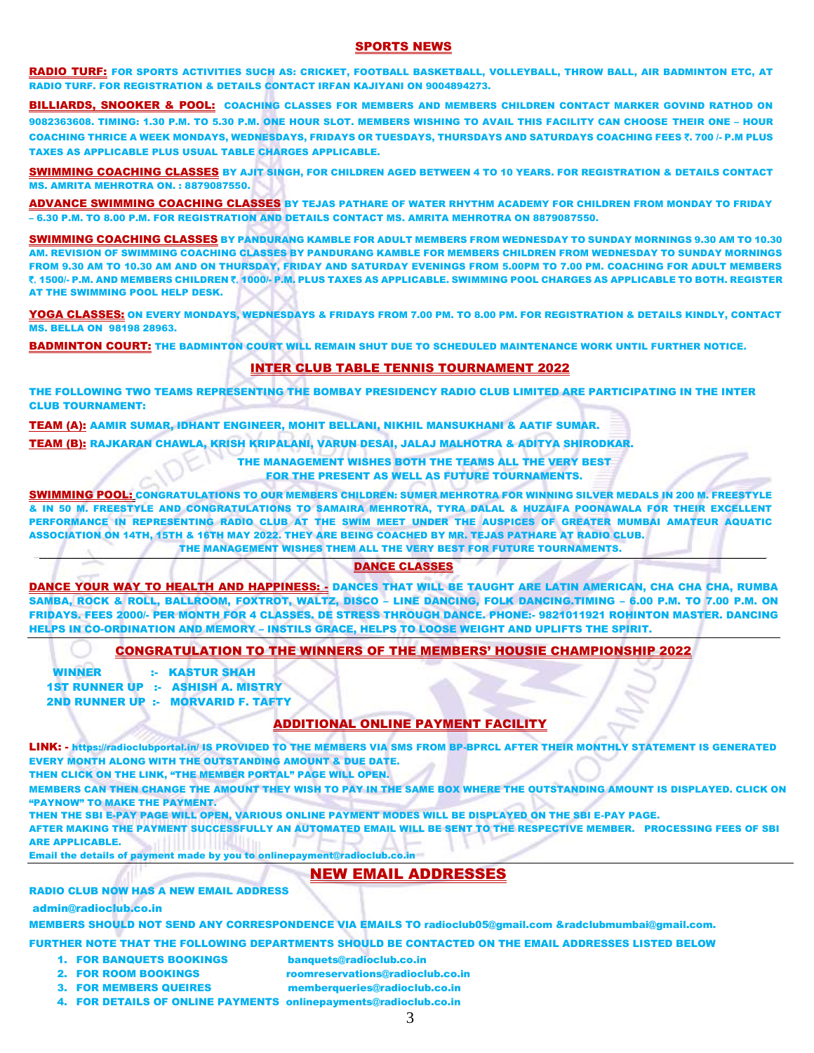## SPORTS NEWS

**RADIO TURF:** FOR SPORTS ACTIVITIES SUCH AS: CRICKET, FOOTBALL BASKETBALL, VOLLEYBALL, THROW BALL, AIR BADMINTON ETC, AT RADIO TURF. FOR REGISTRATION & DETAILS CONTACT IRFAN KAJIYANI ON 9004894273.

**BILLIARDS, SNOOKER & POOL:** COACHING CLASSES FOR MEMBERS AND MEMBERS CHILDREN CONTACT MARKER GOVIND RATHOD ON 9082363608. TIMING: 1.30 P.M. TO 5.30 P.M. ONE HOUR SLOT. MEMBERS WISHING TO AVAIL THIS FACILITY CAN CHOOSE THEIR ONE – HOUR COACHING THRICE A WEEK MONDAYS, WEDNESDAYS, FRIDAYS OR TUESDAYS, THURSDAYS AND SATURDAYS COACHING FEES ₹. 700 /- P.M PLUS TAXES AS APPLICABLE PLUS USUAL TABLE CHARGES APPLICABLE.

**SWIMMING COACHING CLASSES** BY AJIT SINGH, FOR CHILDREN AGED BETWEEN 4 TO 10 YEARS. FOR REGISTRATION & DETAILS CONTACT MS. AMRITA MEHROTRA ON. : 8879087550.

**ADVANCE SWIMMING COACHING CLASSES** BY TEJAS PATHARE OF WATER RHYTHM ACADEMY FOR CHILDREN FROM MONDAY TO FRIDAY – 6.30 P.M. TO 8.00 P.M. FOR REGISTRATION AND DETAILS CONTACT MS. AMRITA MEHROTRA ON 8879087550.

**SWIMMING COACHING CLASSES** BY PANDURANG KAMBLE FOR ADULT MEMBERS FROM WEDNESDAY TO SUNDAY MORNINGS 9.30 AM TO 10.30 AM. REVISION OF SWIMMING COACHING CLASSES BY PANDURANG KAMBLE FOR MEMBERS CHILDREN FROM WEDNESDAY TO SUNDAY MORNINGS FROM 9.30 AM TO 10.30 AM AND ON THURSDAY, FRIDAY AND SATURDAY EVENINGS FROM 5.00PM TO 7.00 PM. COACHING FOR ADULT MEMBERS ₹. 1500/- P.M. AND MEMBERS CHILDREN ₹. 1000/- P.M. PLUS TAXES AS APPLICABLE. SWIMMING POOL CHARGES AS APPLICABLE TO BOTH. REGISTER AT THE SWIMMING POOL HELP DESK.

**YOGA CLASSES:** ON EVERY MONDAYS, WEDNESDAYS & FRIDAYS FROM 7.00 PM. TO 8.00 PM. FOR REGISTRATION & DETAILS KINDLY, CONTACT MS. BELLA ON 98198 28963.

**BADMINTON COURT:** THE BADMINTON COURT WILL REMAIN SHUT DUE TO SCHEDULED MAINTENANCE WORK UNTIL FURTHER NOTICE.

## INTER CLUB TABLE TENNIS TOURNAMENT 2022

THE FOLLOWING TWO TEAMS REPRESENTING THE BOMBAY PRESIDENCY RADIO CLUB LIMITED ARE PARTICIPATING IN THE INTER CLUB TOURNAMENT:

**TEAM (A):** AAMIR SUMAR, IDHANT ENGINEER, MOHIT BELLANI, NIKHIL MANSUKHANI & AATIF SUMAR.

**TEAM (B):** RAJKARAN CHAWLA, KRISH KRIPALANI, VARUN DESAI, JALAJ MALHOTRA & ADITYA SHIRODKAR.

THE MANAGEMENT WISHES BOTH THE TEAMS ALL THE VERY BEST
FOR THE PRESENT AS WELL AS FUTURE TOURNAMENTS.

**SWIMMING POOL:** CONGRATULATIONS TO OUR MEMBERS CHILDREN: SUMER MEHROTRA FOR WINNING SILVER MEDALS IN 200 M. FREESTYLE & IN 50 M. FREESTYLE AND CONGRATULATIONS TO SAMAIRA MEHROTRA, TYRA DALAL & HUZAIFA POONAWALA FOR THEIR EXCELLENT PERFORMANCE IN REPRESENTING RADIO CLUB AT THE SWIM MEET UNDER THE AUSPICES OF GREATER MUMBAI AMATEUR AQUATIC ASSOCIATION ON 14TH, 15TH & 16TH MAY 2022. THEY ARE BEING COACHED BY MR. TEJAS PATHARE AT RADIO CLUB.
THE MANAGEMENT WISHES THEM ALL THE VERY BEST FOR FUTURE TOURNAMENTS.

## DANCE CLASSES

**DANCE YOUR WAY TO HEALTH AND HAPPINESS: -** DANCES THAT WILL BE TAUGHT ARE LATIN AMERICAN, CHA CHA CHA, RUMBA SAMBA, ROCK & ROLL, BALLROOM, FOXTROT, WALTZ, DISCO – LINE DANCING, FOLK DANCING.TIMING – 6.00 P.M. TO 7.00 P.M. ON FRIDAYS. FEES 2000/- PER MONTH FOR 4 CLASSES. DE STRESS THROUGH DANCE. PHONE:- 9821011921 ROHINTON MASTER. DANCING HELPS IN CO-ORDINATION AND MEMORY – INSTILS GRACE, HELPS TO LOOSE WEIGHT AND UPLIFTS THE SPIRIT.

## CONGRATULATION TO THE WINNERS OF THE MEMBERS' HOUSIE CHAMPIONSHIP 2022

WINNER :- KASTUR SHAH
1ST RUNNER UP :- ASHISH A. MISTRY
2ND RUNNER UP :- MORVARID F. TAFTY

## ADDITIONAL ONLINE PAYMENT FACILITY

**LINK: -** https://radioclubportal.in/ IS PROVIDED TO THE MEMBERS VIA SMS FROM BP-BPRCL AFTER THEIR MONTHLY STATEMENT IS GENERATED EVERY MONTH ALONG WITH THE OUTSTANDING AMOUNT & DUE DATE.

THEN CLICK ON THE LINK, "THE MEMBER PORTAL" PAGE WILL OPEN.

MEMBERS CAN THEN CHANGE THE AMOUNT THEY WISH TO PAY IN THE SAME BOX WHERE THE OUTSTANDING AMOUNT IS DISPLAYED. CLICK ON "PAYNOW" TO MAKE THE PAYMENT.

THEN THE SBI E-PAY PAGE WILL OPEN, VARIOUS ONLINE PAYMENT MODES WILL BE DISPLAYED ON THE SBI E-PAY PAGE.

AFTER MAKING THE PAYMENT SUCCESSFULLY AN AUTOMATED EMAIL WILL BE SENT TO THE RESPECTIVE MEMBER. PROCESSING FEES OF SBI ARE APPLICABLE.

Email the details of payment made by you to onlinepayment@radioclub.co.in

## NEW EMAIL ADDRESSES

RADIO CLUB NOW HAS A NEW EMAIL ADDRESS

admin@radioclub.co.in

MEMBERS SHOULD NOT SEND ANY CORRESPONDENCE VIA EMAILS TO radioclub05@gmail.com &radclubmumbai@gmail.com.

FURTHER NOTE THAT THE FOLLOWING DEPARTMENTS SHOULD BE CONTACTED ON THE EMAIL ADDRESSES LISTED BELOW

1. FOR BANQUETS BOOKINGS banquets@radioclub.co.in
2. FOR ROOM BOOKINGS roomreservations@radioclub.co.in
3. FOR MEMBERS QUEIRES memberqueries@radioclub.co.in
4. FOR DETAILS OF ONLINE PAYMENTS onlinepayments@radioclub.co.in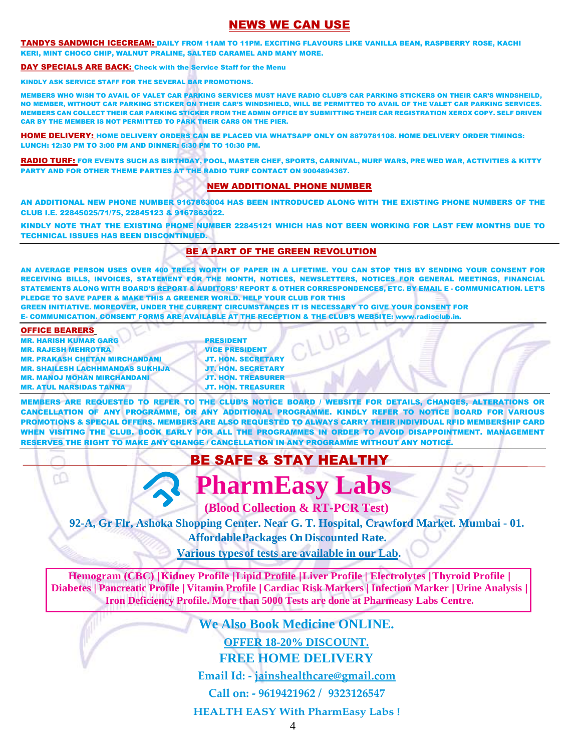## NEWS WE CAN USE

**TANDYS SANDWICH ICECREAM:** DAILY FROM 11AM TO 11PM. EXCITING FLAVOURS LIKE VANILLA BEAN, RASPBERRY ROSE, KACHI KERI, MINT CHOCO CHIP, WALNUT PRALINE, SALTED CARAMEL AND MANY MORE.

**DAY SPECIALS ARE BACK:** Check with the Service Staff for the Menu

KINDLY ASK SERVICE STAFF FOR THE SEVERAL BAR PROMOTIONS.

MEMBERS WHO WISH TO AVAIL OF VALET CAR PARKING SERVICES MUST HAVE RADIO CLUB'S CAR PARKING STICKERS ON THEIR CAR'S WINDSHEILD, NO MEMBER, WITHOUT CAR PARKING STICKER ON THEIR CAR'S WINDSHIELD, WILL BE PERMITTED TO AVAIL OF THE VALET CAR PARKING SERVICES. MEMBERS CAN COLLECT THEIR CAR PARKING STICKER FROM THE ADMIN OFFICE BY SUBMITTING THEIR CAR REGISTRATION XEROX COPY. SELF DRIVEN CAR BY THE MEMBER IS NOT PERMITTED TO PARK THEIR CARS ON THE PIER.

**HOME DELIVERY:** HOME DELIVERY ORDERS CAN BE PLACED VIA WHATSAPP ONLY ON 8879781108. HOME DELIVERY ORDER TIMINGS: LUNCH: 12:30 PM TO 3:00 PM AND DINNER: 6:30 PM TO 10:30 PM.

**RADIO TURF:** FOR EVENTS SUCH AS BIRTHDAY, POOL, MASTER CHEF, SPORTS, CARNIVAL, NURF WARS, PRE WED WAR, ACTIVITIES & KITTY PARTY AND FOR OTHER THEME PARTIES AT THE RADIO TURF CONTACT ON 9004894367.

### NEW ADDITIONAL PHONE NUMBER

AN ADDITIONAL NEW PHONE NUMBER 9167863004 HAS BEEN INTRODUCED ALONG WITH THE EXISTING PHONE NUMBERS OF THE CLUB I.E. 22845025/71/75, 22845123 & 9167863022.

KINDLY NOTE THAT THE EXISTING PHONE NUMBER 22845121 WHICH HAS NOT BEEN WORKING FOR LAST FEW MONTHS DUE TO TECHNICAL ISSUES HAS BEEN DISCONTINUED.

### BE A PART OF THE GREEN REVOLUTION

AN AVERAGE PERSON USES OVER 400 TREES WORTH OF PAPER IN A LIFETIME. YOU CAN STOP THIS BY SENDING YOUR CONSENT FOR RECEIVING BILLS, INVOICES, STATEMENT FOR THE MONTH, NOTICES, NEWSLETTERS, NOTICES FOR GENERAL MEETINGS, FINANCIAL STATEMENTS ALONG WITH BOARD'S REPORT & AUDITORS' REPORT & OTHER CORRESPONDENCES, ETC. BY EMAIL E - COMMUNICATION. LET'S PLEDGE TO SAVE PAPER & MAKE THIS A GREENER WORLD. HELP YOUR CLUB FOR THIS GREEN INITIATIVE. MOREOVER, UNDER THE CURRENT CIRCUMSTANCES IT IS NECESSARY TO GIVE YOUR CONSENT FOR E- COMMUNICATION. CONSENT FORMS ARE AVAILABLE AT THE RECEPTION & THE CLUB'S WEBSITE: www.radioclub.in.

### OFFICE BEARERS

| | |
|---|---|
| MR. HARISH KUMAR GARG | PRESIDENT |
| MR. RAJESH MEHROTRA | VICE PRESIDENT |
| MR. PRAKASH CHETAN MIRCHANDANI | JT. HON. SECRETARY |
| MR. SHAILESH LACHHMANDAS SUKHIJA | JT. HON. SECRETARY |
| MR. MANOJ MOHAN MIRCHANDANI | JT. HON. TREASURER |
| MR. ATUL NARSIDAS TANNA | JT. HON. TREASURER |

MEMBERS ARE REQUESTED TO REFER TO THE CLUB'S NOTICE BOARD / WEBSITE FOR DETAILS, CHANGES, ALTERATIONS OR CANCELLATION OF ANY PROGRAMME, OR ANY ADDITIONAL PROGRAMME. KINDLY REFER TO NOTICE BOARD FOR VARIOUS PROMOTIONS & SPECIAL OFFERS. MEMBERS ARE ALSO REQUESTED TO ALWAYS CARRY THEIR INDIVIDUAL RFID MEMBERSHIP CARD WHEN VISITING THE CLUB. BOOK EARLY FOR ALL THE PROGRAMMES IN ORDER TO AVOID DISAPPOINTMENT. MANAGEMENT RESERVES THE RIGHT TO MAKE ANY CHANGE / CANCELLATION IN ANY PROGRAMME WITHOUT ANY NOTICE.

## BE SAFE & STAY HEALTHY

# PharmEasy Labs

**(Blood Collection & RT-PCR Test)**

**92-A, Gr Flr, Ashoka Shopping Center. Near G. T. Hospital, Crawford Market. Mumbai - 01.**

**Affordable Packages On Discounted Rate.**

**Various types of tests are available in our Lab.**

**Hemogram (CBC) | Kidney Profile | Lipid Profile | Liver Profile | Electrolytes | Thyroid Profile | Diabetes | Pancreatic Profile | Vitamin Profile | Cardiac Risk Markers | Infection Marker | Urine Analysis | Iron Deficiency Profile. More than 5000 Tests are done at Pharmeasy Labs Centre.**

**We Also Book Medicine ONLINE.**

**OFFER 18-20% DISCOUNT.**

**FREE HOME DELIVERY**

**Email Id: - jainshealthcare@gmail.com**

**Call on: - 9619421962 / 9323126547**

**HEALTH EASY With PharmEasy Labs !**